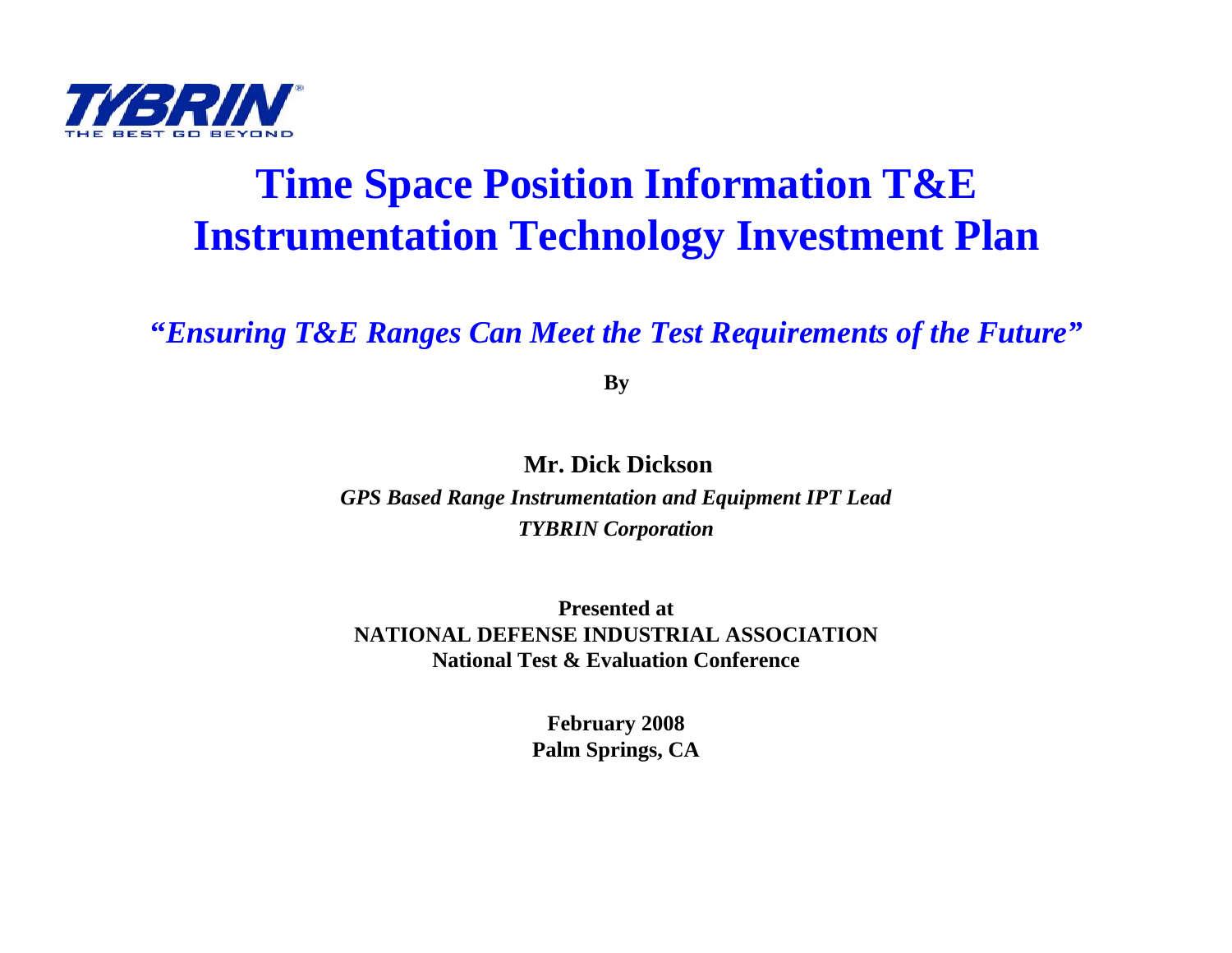TYBRIN
THE BEST GO BEYOND

# Time Space Position Information T&E Instrumentation Technology Investment Plan

***"Ensuring T&E Ranges Can Meet the Test Requirements of the Future"***

**By**

**Mr. Dick Dickson**

***GPS Based Range Instrumentation and Equipment IPT Lead***

***TYBRIN Corporation***

**Presented at**
**NATIONAL DEFENSE INDUSTRIAL ASSOCIATION**
**National Test & Evaluation Conference**

**February 2008**
**Palm Springs, CA**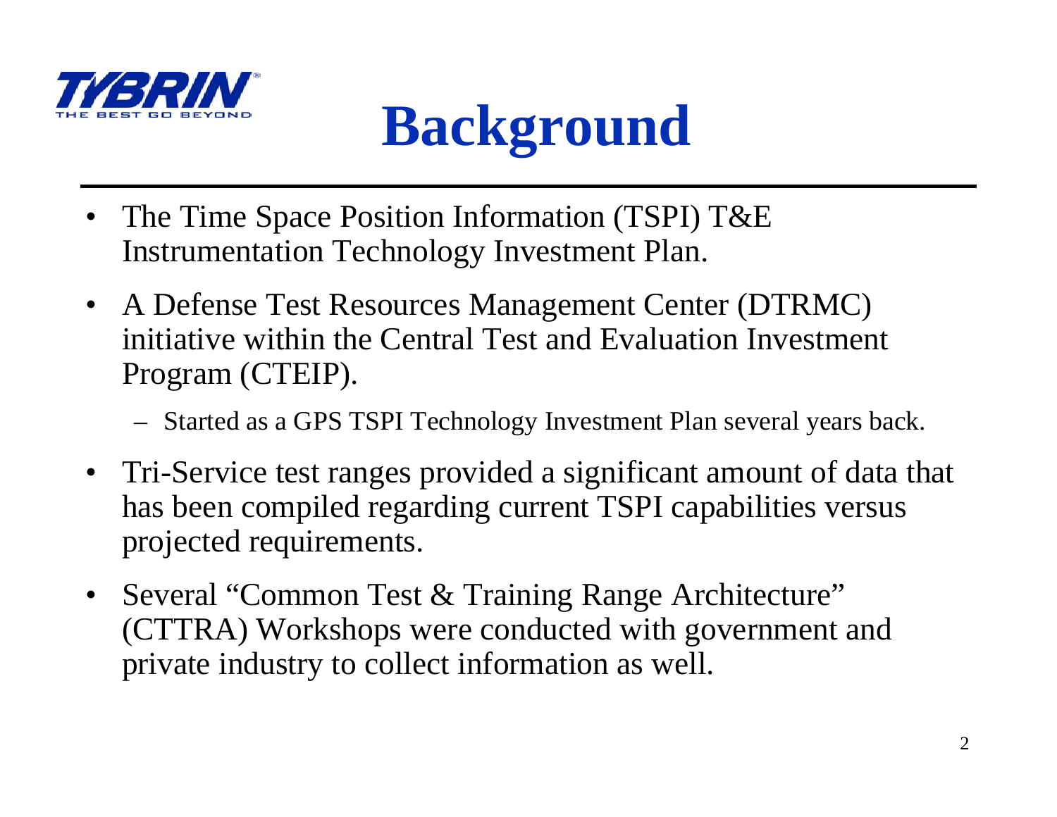# Background

- The Time Space Position Information (TSPI) T&E Instrumentation Technology Investment Plan.
- A Defense Test Resources Management Center (DTRMC) initiative within the Central Test and Evaluation Investment Program (CTEIP).
  - Started as a GPS TSPI Technology Investment Plan several years back.
- Tri-Service test ranges provided a significant amount of data that has been compiled regarding current TSPI capabilities versus projected requirements.
- Several "Common Test & Training Range Architecture" (CTTRA) Workshops were conducted with government and private industry to collect information as well.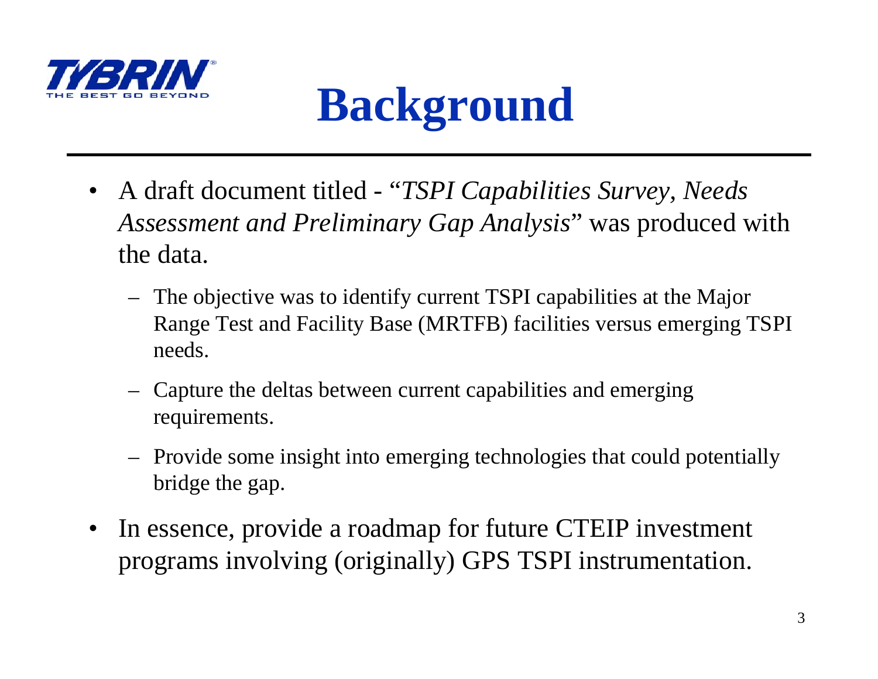# Background

- A draft document titled - "*TSPI Capabilities Survey, Needs Assessment and Preliminary Gap Analysis*" was produced with the data.
  - The objective was to identify current TSPI capabilities at the Major Range Test and Facility Base (MRTFB) facilities versus emerging TSPI needs.
  - Capture the deltas between current capabilities and emerging requirements.
  - Provide some insight into emerging technologies that could potentially bridge the gap.
- In essence, provide a roadmap for future CTEIP investment programs involving (originally) GPS TSPI instrumentation.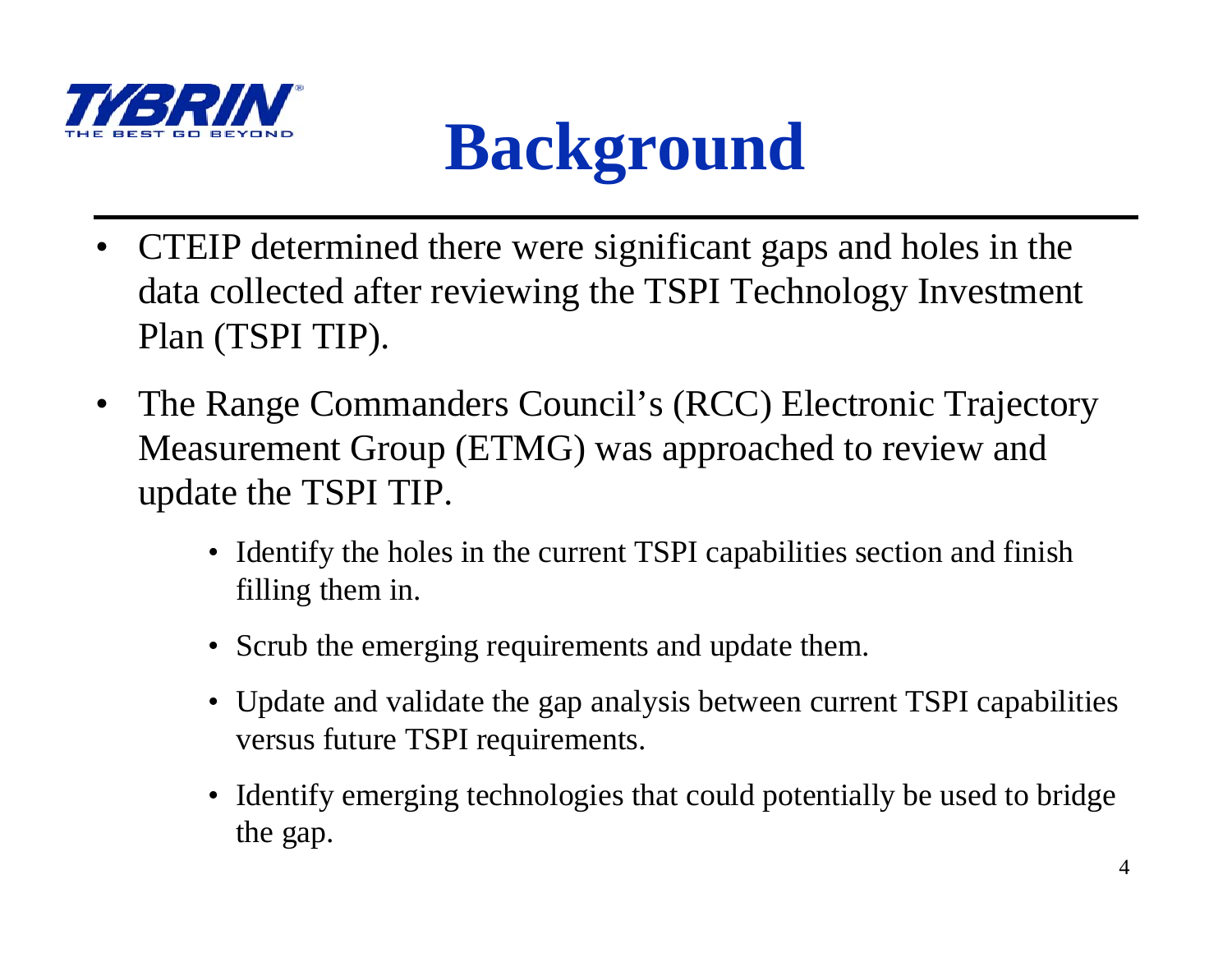# Background

- CTEIP determined there were significant gaps and holes in the data collected after reviewing the TSPI Technology Investment Plan (TSPI TIP).
- The Range Commanders Council's (RCC) Electronic Trajectory Measurement Group (ETMG) was approached to review and update the TSPI TIP.
  - Identify the holes in the current TSPI capabilities section and finish filling them in.
  - Scrub the emerging requirements and update them.
  - Update and validate the gap analysis between current TSPI capabilities versus future TSPI requirements.
  - Identify emerging technologies that could potentially be used to bridge the gap.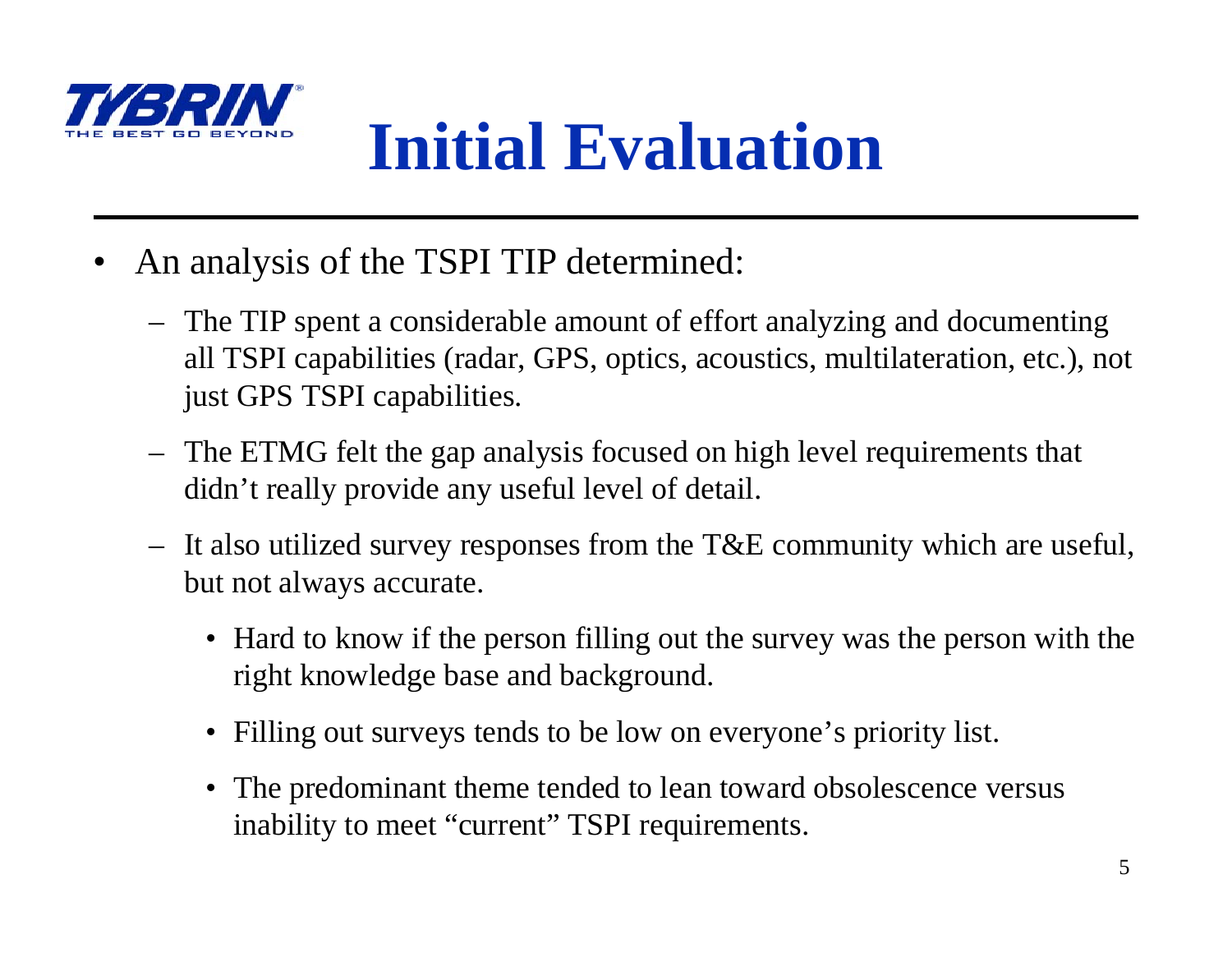TYBRIN
THE BEST GO BEYOND

# Initial Evaluation

- An analysis of the TSPI TIP determined:
  - The TIP spent a considerable amount of effort analyzing and documenting all TSPI capabilities (radar, GPS, optics, acoustics, multilateration, etc.), not just GPS TSPI capabilities.
  - The ETMG felt the gap analysis focused on high level requirements that didn't really provide any useful level of detail.
  - It also utilized survey responses from the T&E community which are useful, but not always accurate.
    - Hard to know if the person filling out the survey was the person with the right knowledge base and background.
    - Filling out surveys tends to be low on everyone's priority list.
    - The predominant theme tended to lean toward obsolescence versus inability to meet "current" TSPI requirements.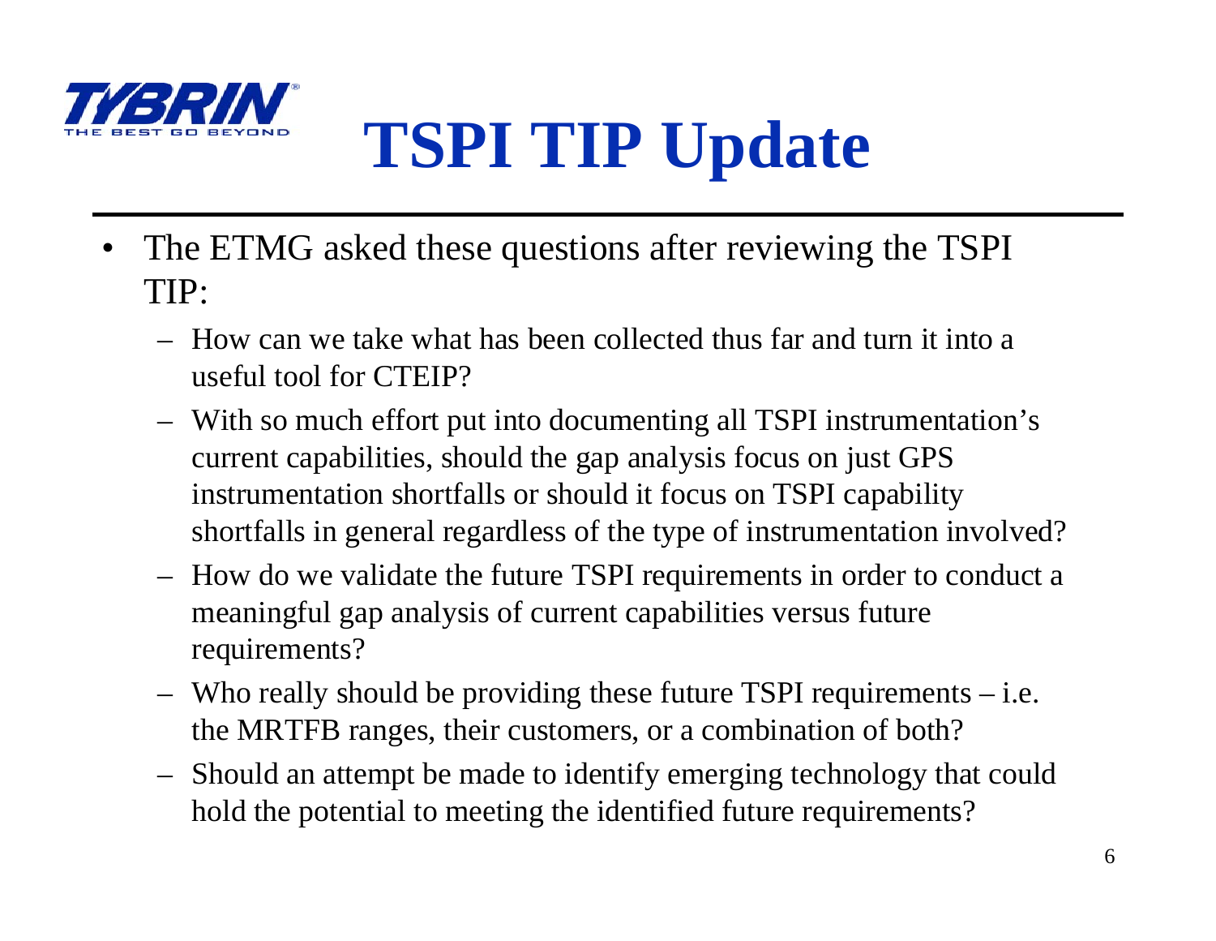# TSPI TIP Update

- The ETMG asked these questions after reviewing the TSPI TIP:
  - How can we take what has been collected thus far and turn it into a useful tool for CTEIP?
  - With so much effort put into documenting all TSPI instrumentation's current capabilities, should the gap analysis focus on just GPS instrumentation shortfalls or should it focus on TSPI capability shortfalls in general regardless of the type of instrumentation involved?
  - How do we validate the future TSPI requirements in order to conduct a meaningful gap analysis of current capabilities versus future requirements?
  - Who really should be providing these future TSPI requirements – i.e. the MRTFB ranges, their customers, or a combination of both?
  - Should an attempt be made to identify emerging technology that could hold the potential to meeting the identified future requirements?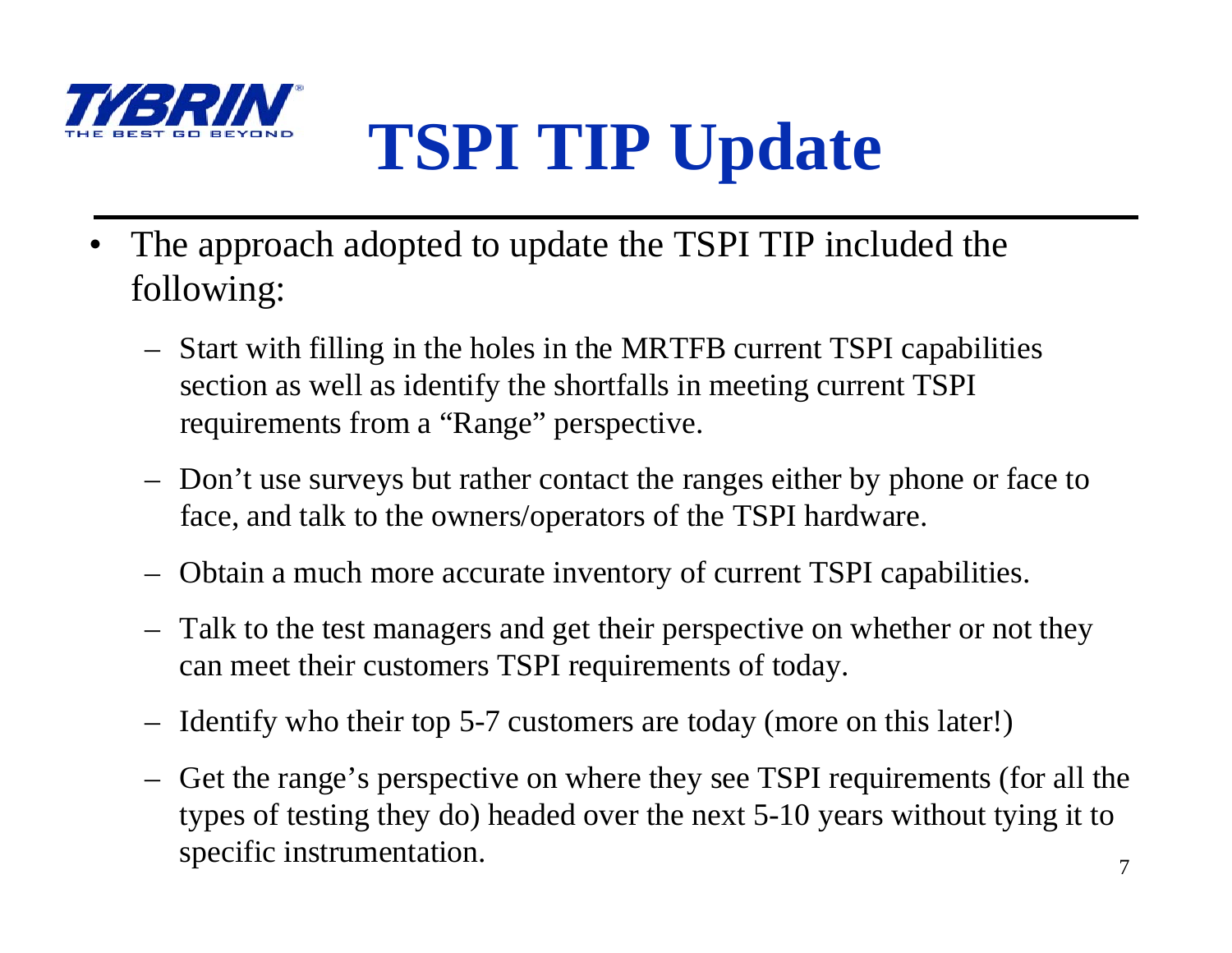# TSPI TIP Update

- The approach adopted to update the TSPI TIP included the following:
  - Start with filling in the holes in the MRTFB current TSPI capabilities section as well as identify the shortfalls in meeting current TSPI requirements from a “Range” perspective.
  - Don’t use surveys but rather contact the ranges either by phone or face to face, and talk to the owners/operators of the TSPI hardware.
  - Obtain a much more accurate inventory of current TSPI capabilities.
  - Talk to the test managers and get their perspective on whether or not they can meet their customers TSPI requirements of today.
  - Identify who their top 5-7 customers are today (more on this later!)
  - Get the range’s perspective on where they see TSPI requirements (for all the types of testing they do) headed over the next 5-10 years without tying it to specific instrumentation.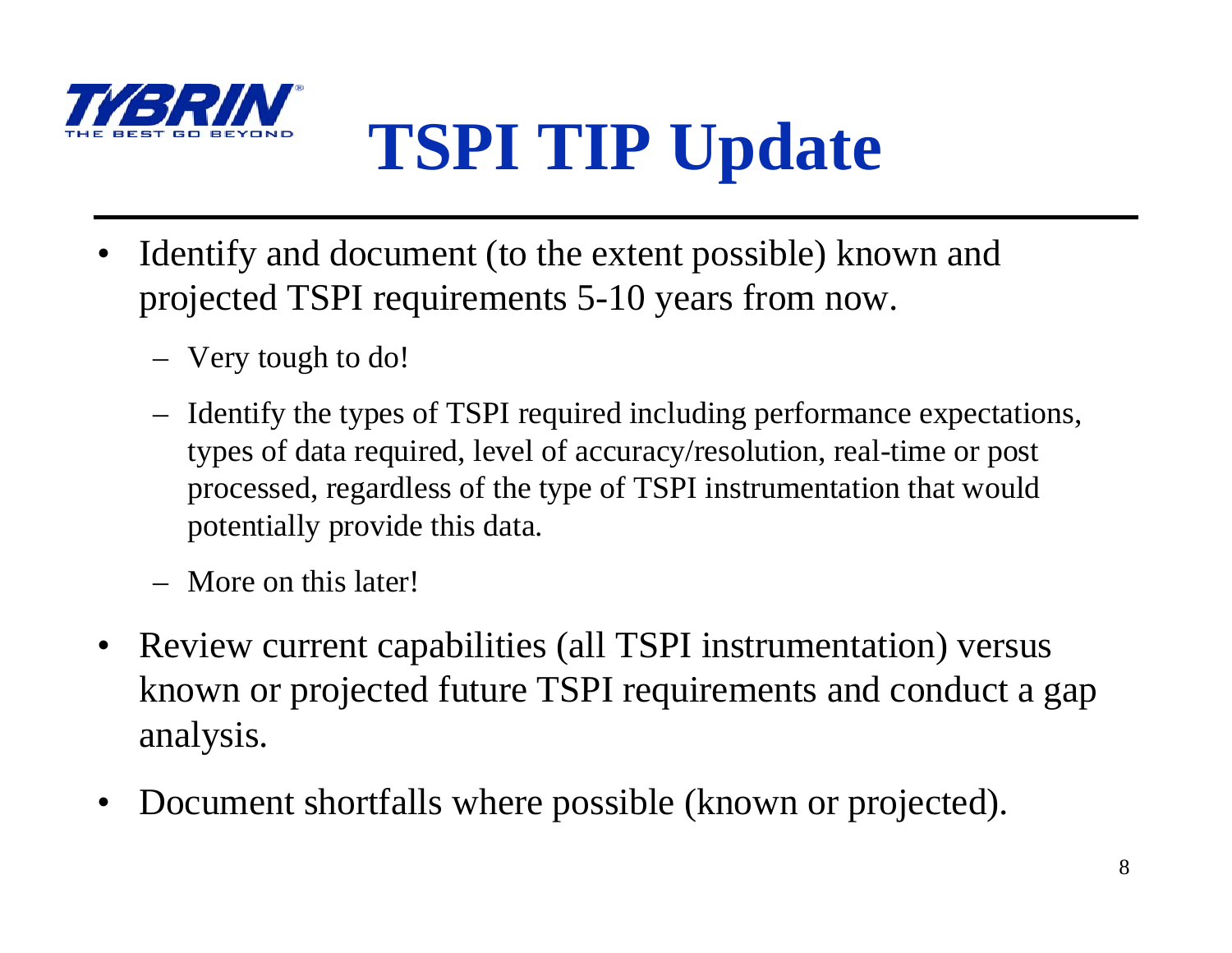# TSPI TIP Update

- Identify and document (to the extent possible) known and projected TSPI requirements 5-10 years from now.
  - Very tough to do!
  - Identify the types of TSPI required including performance expectations, types of data required, level of accuracy/resolution, real-time or post processed, regardless of the type of TSPI instrumentation that would potentially provide this data.
  - More on this later!
- Review current capabilities (all TSPI instrumentation) versus known or projected future TSPI requirements and conduct a gap analysis.
- Document shortfalls where possible (known or projected).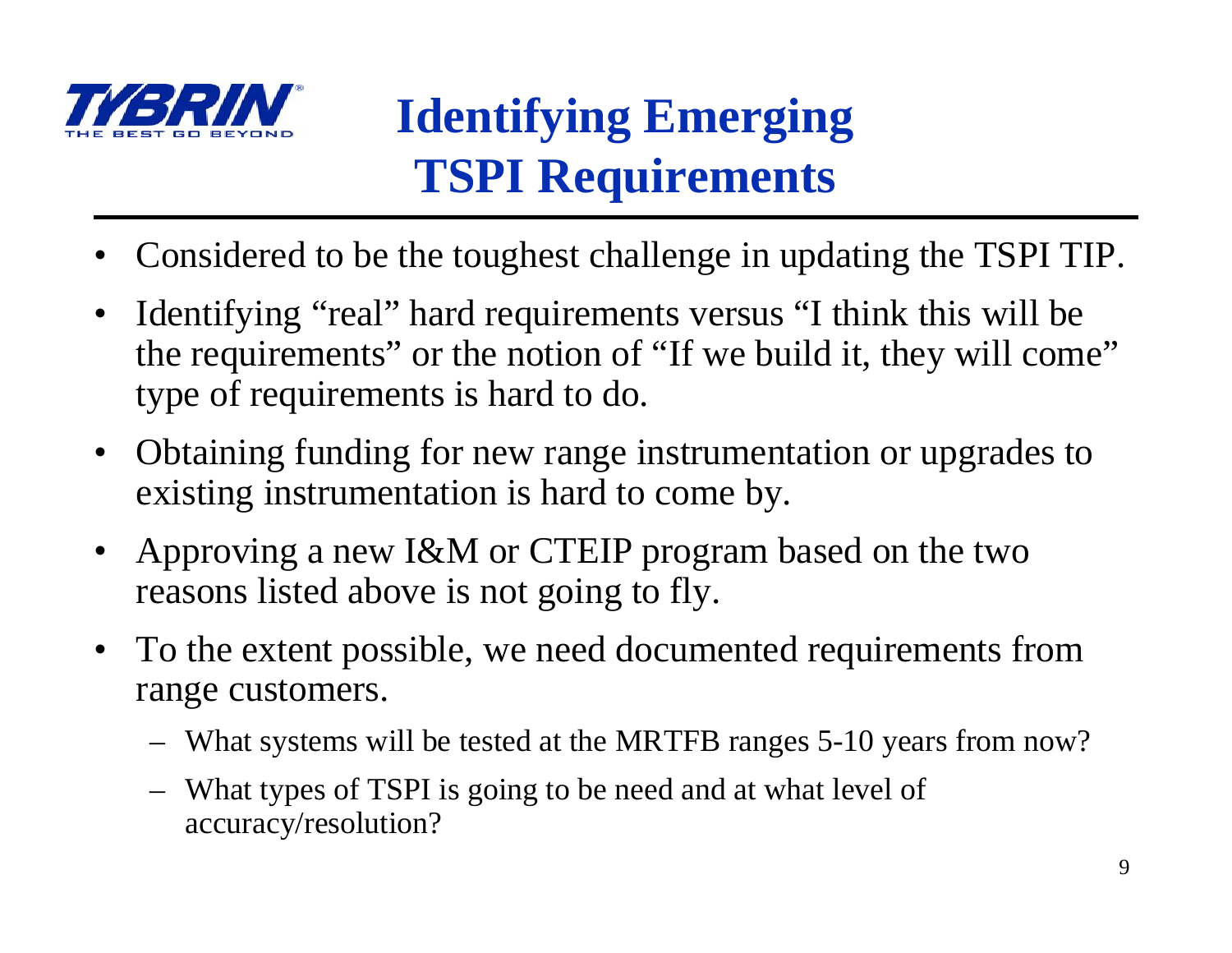# Identifying Emerging TSPI Requirements

- Considered to be the toughest challenge in updating the TSPI TIP.
- Identifying “real” hard requirements versus “I think this will be the requirements” or the notion of “If we build it, they will come” type of requirements is hard to do.
- Obtaining funding for new range instrumentation or upgrades to existing instrumentation is hard to come by.
- Approving a new I&M or CTEIP program based on the two reasons listed above is not going to fly.
- To the extent possible, we need documented requirements from range customers.
  - What systems will be tested at the MRTFB ranges 5-10 years from now?
  - What types of TSPI is going to be need and at what level of accuracy/resolution?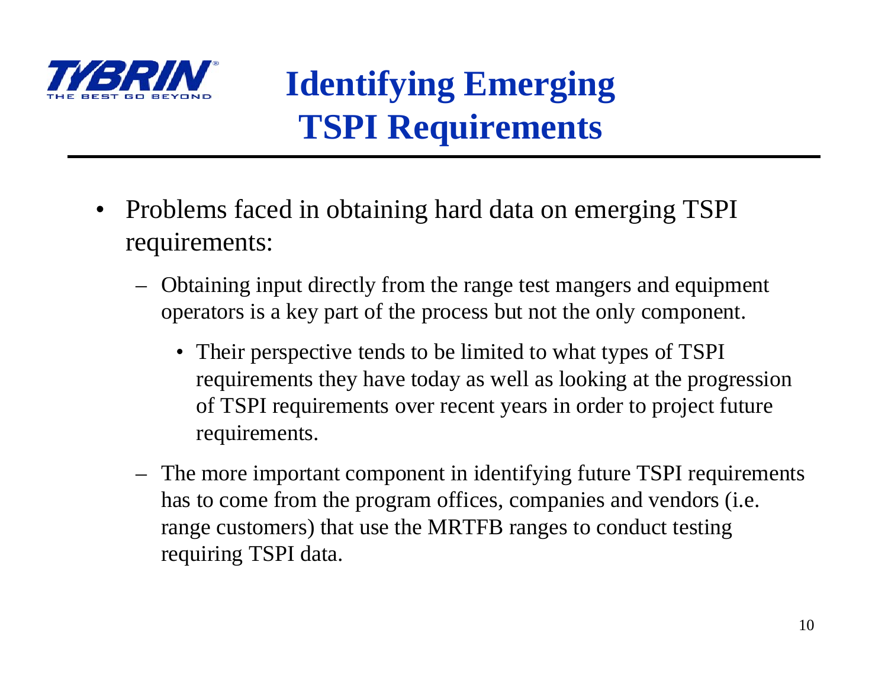# Identifying Emerging TSPI Requirements

- Problems faced in obtaining hard data on emerging TSPI requirements:
  - Obtaining input directly from the range test mangers and equipment operators is a key part of the process but not the only component.
    - Their perspective tends to be limited to what types of TSPI requirements they have today as well as looking at the progression of TSPI requirements over recent years in order to project future requirements.
  - The more important component in identifying future TSPI requirements has to come from the program offices, companies and vendors (i.e. range customers) that use the MRTFB ranges to conduct testing requiring TSPI data.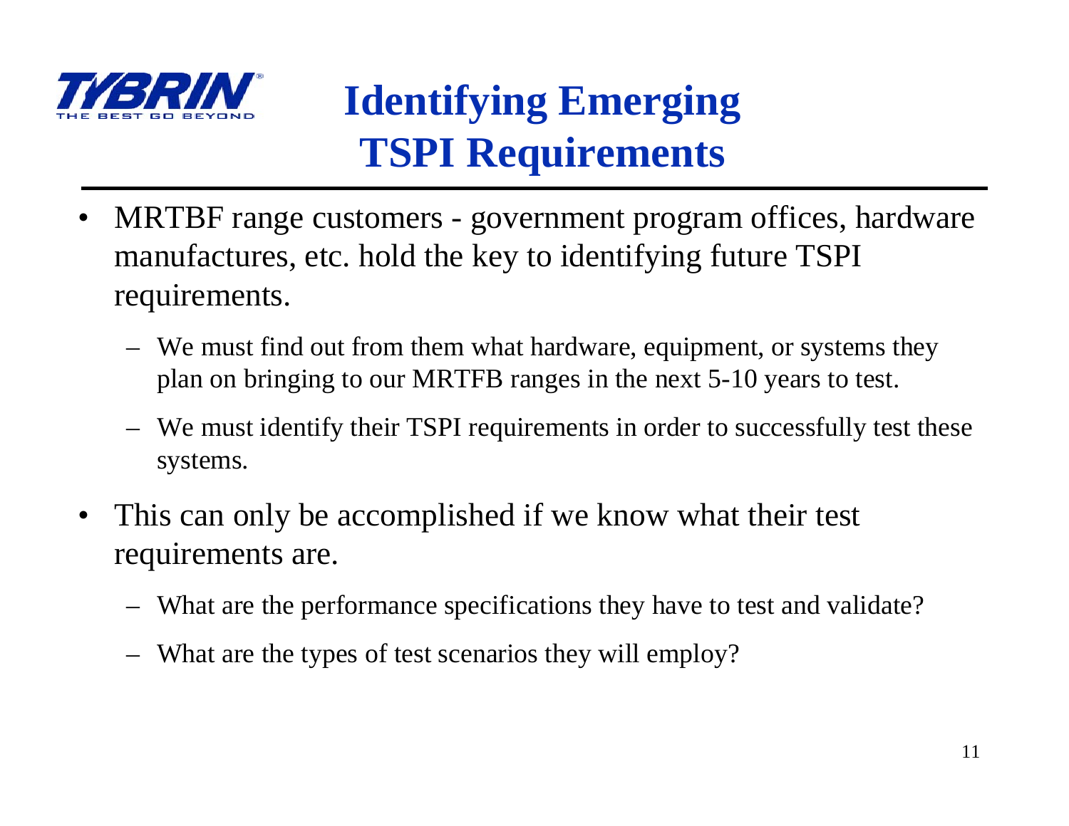# Identifying Emerging TSPI Requirements

- MRTBF range customers - government program offices, hardware manufactures, etc. hold the key to identifying future TSPI requirements.
  - We must find out from them what hardware, equipment, or systems they plan on bringing to our MRTFB ranges in the next 5-10 years to test.
  - We must identify their TSPI requirements in order to successfully test these systems.
- This can only be accomplished if we know what their test requirements are.
  - What are the performance specifications they have to test and validate?
  - What are the types of test scenarios they will employ?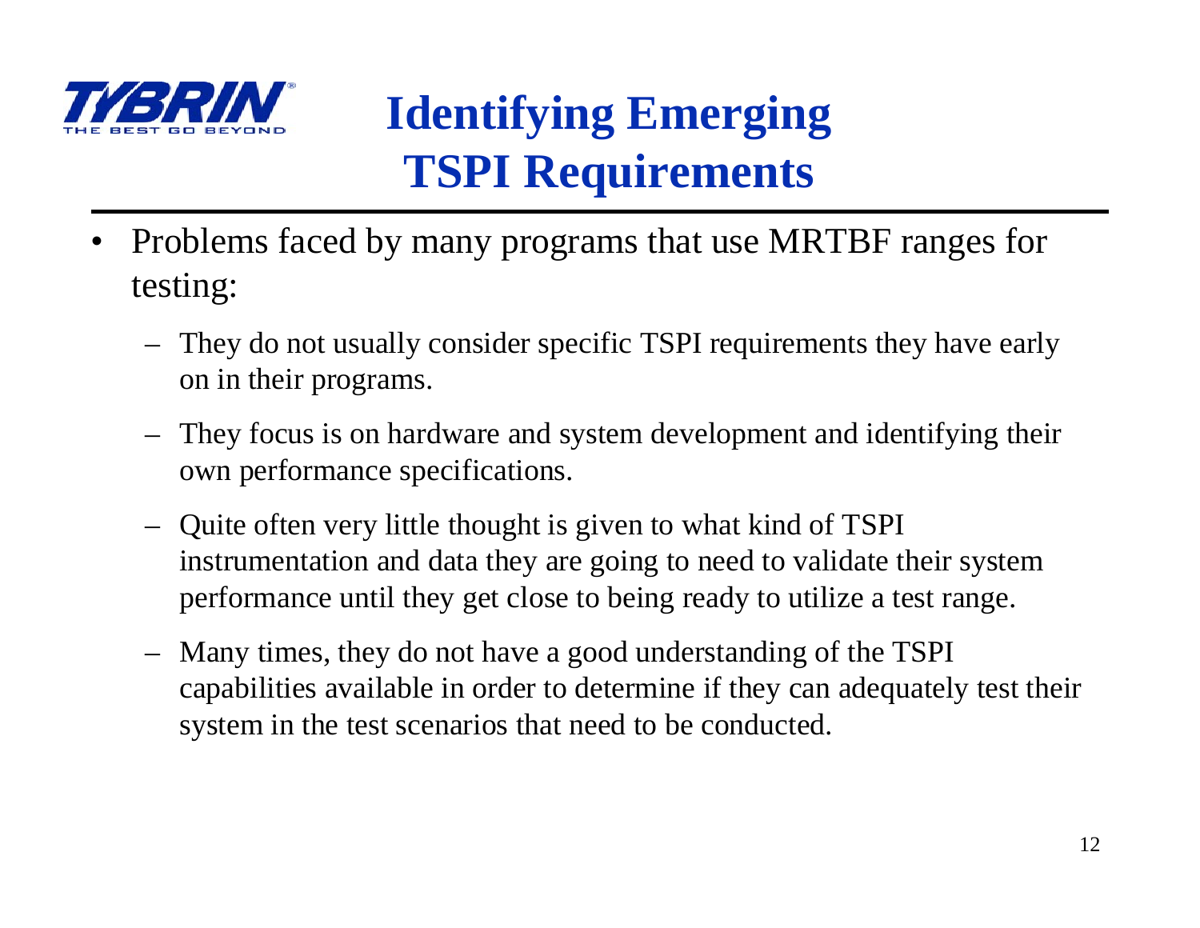# Identifying Emerging TSPI Requirements

- Problems faced by many programs that use MRTBF ranges for testing:
  - They do not usually consider specific TSPI requirements they have early on in their programs.
  - They focus is on hardware and system development and identifying their own performance specifications.
  - Quite often very little thought is given to what kind of TSPI instrumentation and data they are going to need to validate their system performance until they get close to being ready to utilize a test range.
  - Many times, they do not have a good understanding of the TSPI capabilities available in order to determine if they can adequately test their system in the test scenarios that need to be conducted.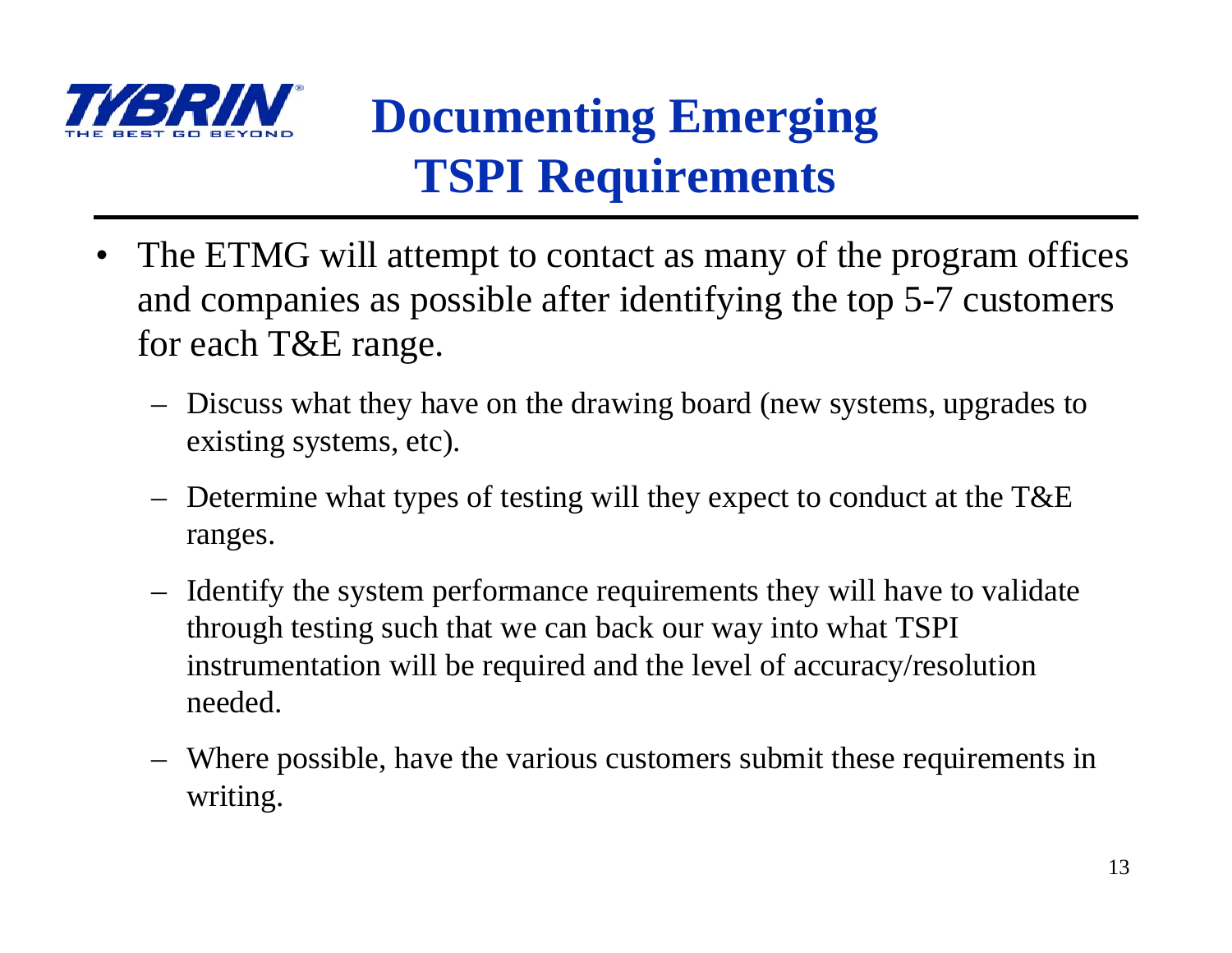# Documenting Emerging TSPI Requirements

- The ETMG will attempt to contact as many of the program offices and companies as possible after identifying the top 5-7 customers for each T&E range.
  - Discuss what they have on the drawing board (new systems, upgrades to existing systems, etc).
  - Determine what types of testing will they expect to conduct at the T&E ranges.
  - Identify the system performance requirements they will have to validate through testing such that we can back our way into what TSPI instrumentation will be required and the level of accuracy/resolution needed.
  - Where possible, have the various customers submit these requirements in writing.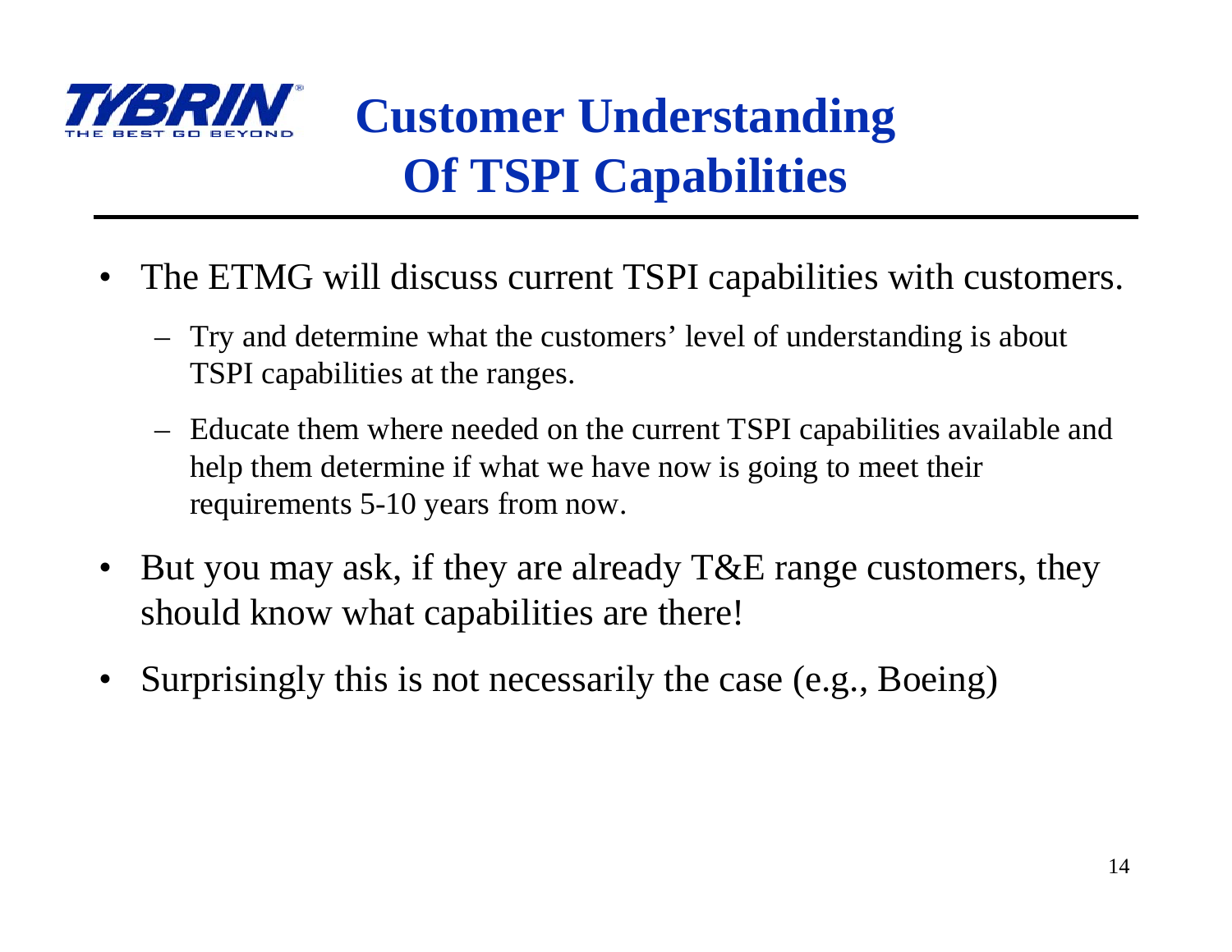# Customer Understanding Of TSPI Capabilities

- The ETMG will discuss current TSPI capabilities with customers.
  - Try and determine what the customers' level of understanding is about TSPI capabilities at the ranges.
  - Educate them where needed on the current TSPI capabilities available and help them determine if what we have now is going to meet their requirements 5-10 years from now.
- But you may ask, if they are already T&E range customers, they should know what capabilities are there!
- Surprisingly this is not necessarily the case (e.g., Boeing)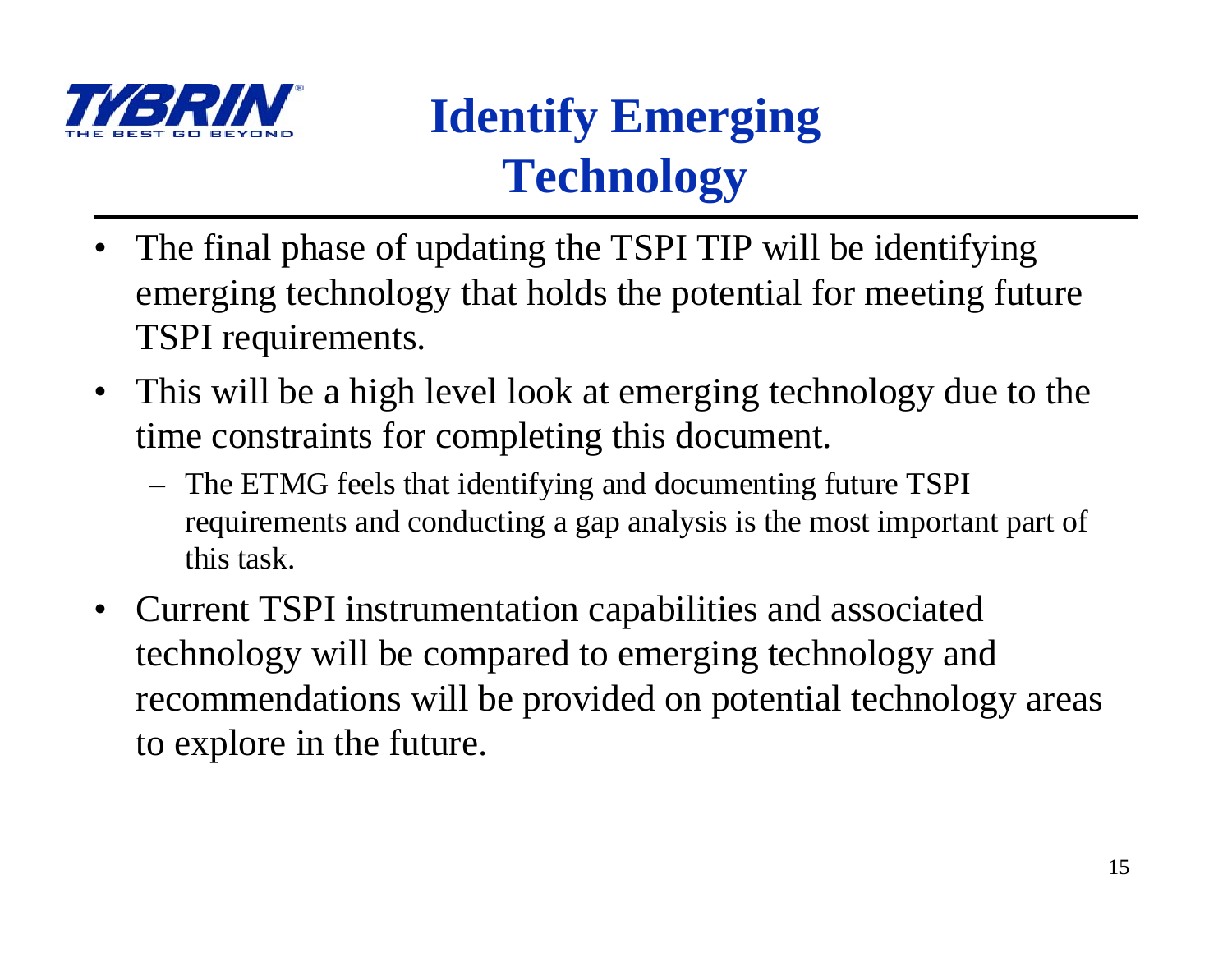# Identify Emerging Technology

- The final phase of updating the TSPI TIP will be identifying emerging technology that holds the potential for meeting future TSPI requirements.
- This will be a high level look at emerging technology due to the time constraints for completing this document.
  - The ETMG feels that identifying and documenting future TSPI requirements and conducting a gap analysis is the most important part of this task.
- Current TSPI instrumentation capabilities and associated technology will be compared to emerging technology and recommendations will be provided on potential technology areas to explore in the future.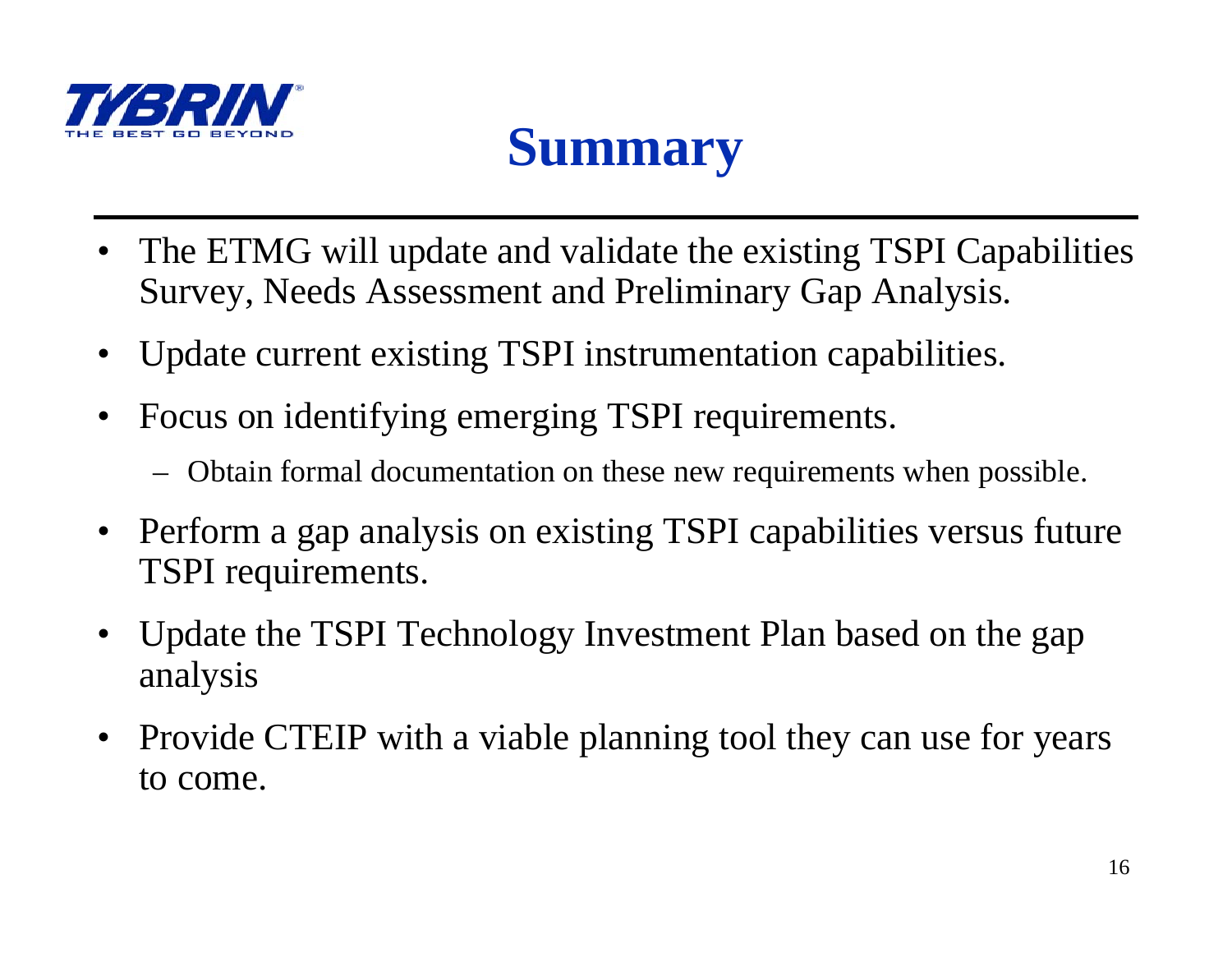# Summary

- The ETMG will update and validate the existing TSPI Capabilities Survey, Needs Assessment and Preliminary Gap Analysis.
- Update current existing TSPI instrumentation capabilities.
- Focus on identifying emerging TSPI requirements.
  - Obtain formal documentation on these new requirements when possible.
- Perform a gap analysis on existing TSPI capabilities versus future TSPI requirements.
- Update the TSPI Technology Investment Plan based on the gap analysis
- Provide CTEIP with a viable planning tool they can use for years to come.